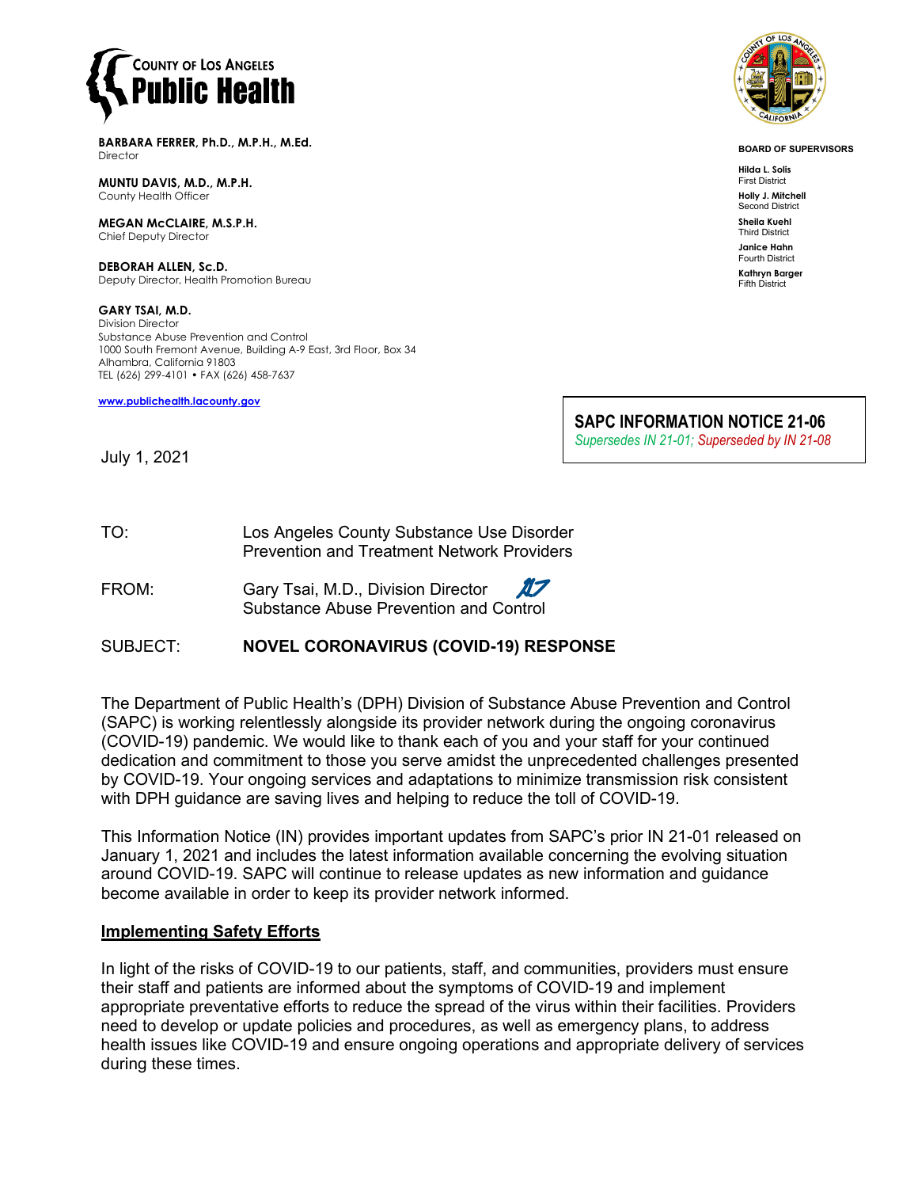COUNTY OF LOS ANGELES
**Public Health**

**BARBARA FERRER, Ph.D., M.P.H., M.Ed.**
Director

**MUNTU DAVIS, M.D., M.P.H.**
County Health Officer

**MEGAN McCLAIRE, M.S.P.H.**
Chief Deputy Director

**DEBORAH ALLEN, Sc.D.**
Deputy Director, Health Promotion Bureau

**GARY TSAI, M.D.**
Division Director
Substance Abuse Prevention and Control
1000 South Fremont Avenue, Building A-9 East, 3rd Floor, Box 34
Alhambra, California 91803
TEL (626) 299-4101 • FAX (626) 458-7637

www.publichealth.lacounty.gov

**BOARD OF SUPERVISORS**

**Hilda L. Solis**
First District

**Holly J. Mitchell**
Second District

**Sheila Kuehl**
Third District

**Janice Hahn**
Fourth District

**Kathryn Barger**
Fifth District

**SAPC INFORMATION NOTICE 21-06**
*Supersedes IN 21-01; Superseded by IN 21-08*

July 1, 2021

TO: Los Angeles County Substance Use Disorder Prevention and Treatment Network Providers

FROM: Gary Tsai, M.D., Division Director
Substance Abuse Prevention and Control

SUBJECT: **NOVEL CORONAVIRUS (COVID-19) RESPONSE**

The Department of Public Health's (DPH) Division of Substance Abuse Prevention and Control (SAPC) is working relentlessly alongside its provider network during the ongoing coronavirus (COVID-19) pandemic. We would like to thank each of you and your staff for your continued dedication and commitment to those you serve amidst the unprecedented challenges presented by COVID-19. Your ongoing services and adaptations to minimize transmission risk consistent with DPH guidance are saving lives and helping to reduce the toll of COVID-19.

This Information Notice (IN) provides important updates from SAPC's prior IN 21-01 released on January 1, 2021 and includes the latest information available concerning the evolving situation around COVID-19. SAPC will continue to release updates as new information and guidance become available in order to keep its provider network informed.

## Implementing Safety Efforts

In light of the risks of COVID-19 to our patients, staff, and communities, providers must ensure their staff and patients are informed about the symptoms of COVID-19 and implement appropriate preventative efforts to reduce the spread of the virus within their facilities. Providers need to develop or update policies and procedures, as well as emergency plans, to address health issues like COVID-19 and ensure ongoing operations and appropriate delivery of services during these times.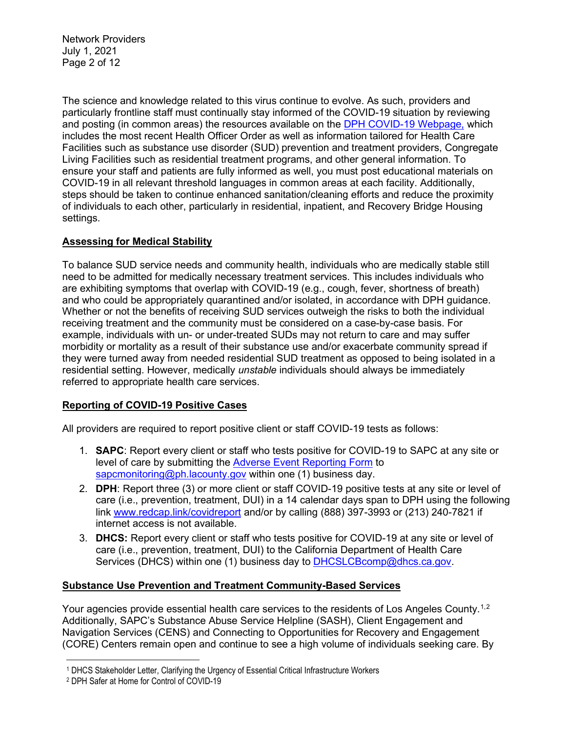The science and knowledge related to this virus continue to evolve. As such, providers and particularly frontline staff must continually stay informed of the COVID-19 situation by reviewing and posting (in common areas) the resources available on the [DPH COVID-19 Webpage,](#) which includes the most recent Health Officer Order as well as information tailored for Health Care Facilities such as substance use disorder (SUD) prevention and treatment providers, Congregate Living Facilities such as residential treatment programs, and other general information. To ensure your staff and patients are fully informed as well, you must post educational materials on COVID-19 in all relevant threshold languages in common areas at each facility. Additionally, steps should be taken to continue enhanced sanitation/cleaning efforts and reduce the proximity of individuals to each other, particularly in residential, inpatient, and Recovery Bridge Housing settings.

## Assessing for Medical Stability

To balance SUD service needs and community health, individuals who are medically stable still need to be admitted for medically necessary treatment services. This includes individuals who are exhibiting symptoms that overlap with COVID-19 (e.g., cough, fever, shortness of breath) and who could be appropriately quarantined and/or isolated, in accordance with DPH guidance. Whether or not the benefits of receiving SUD services outweigh the risks to both the individual receiving treatment and the community must be considered on a case-by-case basis. For example, individuals with un- or under-treated SUDs may not return to care and may suffer morbidity or mortality as a result of their substance use and/or exacerbate community spread if they were turned away from needed residential SUD treatment as opposed to being isolated in a residential setting. However, medically *unstable* individuals should always be immediately referred to appropriate health care services.

## Reporting of COVID-19 Positive Cases

All providers are required to report positive client or staff COVID-19 tests as follows:

1. **SAPC**: Report every client or staff who tests positive for COVID-19 to SAPC at any site or level of care by submitting the Adverse Event Reporting Form to sapcmonitoring@ph.lacounty.gov within one (1) business day.
2. **DPH**: Report three (3) or more client or staff COVID-19 positive tests at any site or level of care (i.e., prevention, treatment, DUI) in a 14 calendar days span to DPH using the following link www.redcap.link/covidreport and/or by calling (888) 397-3993 or (213) 240-7821 if internet access is not available.
3. **DHCS:** Report every client or staff who tests positive for COVID-19 at any site or level of care (i.e., prevention, treatment, DUI) to the California Department of Health Care Services (DHCS) within one (1) business day to DHCSLCBcomp@dhcs.ca.gov.

## Substance Use Prevention and Treatment Community-Based Services

Your agencies provide essential health care services to the residents of Los Angeles County.[1,2] Additionally, SAPC's Substance Abuse Service Helpline (SASH), Client Engagement and Navigation Services (CENS) and Connecting to Opportunities for Recovery and Engagement (CORE) Centers remain open and continue to see a high volume of individuals seeking care. By

[1] DHCS Stakeholder Letter, Clarifying the Urgency of Essential Critical Infrastructure Workers

[2] DPH Safer at Home for Control of COVID-19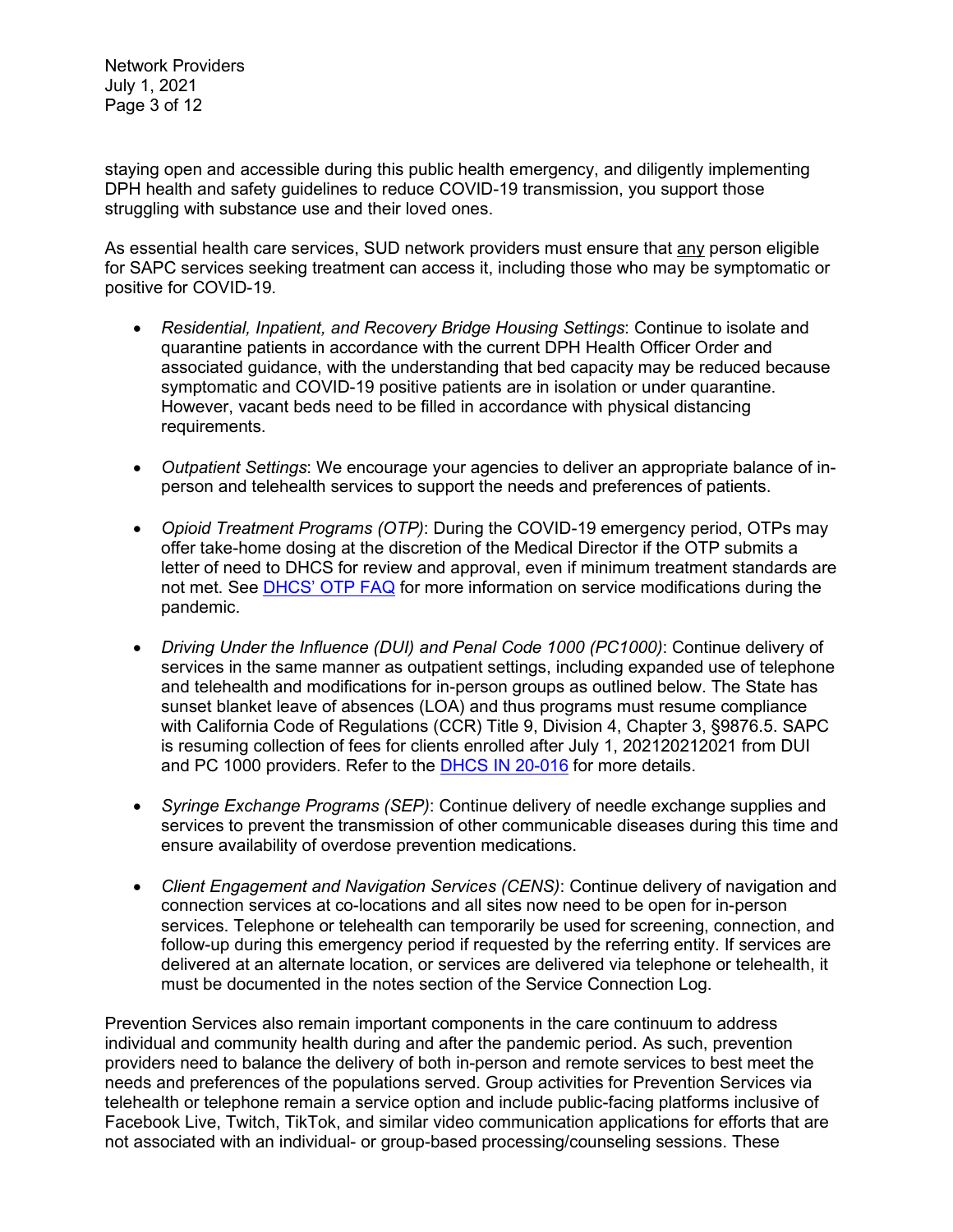staying open and accessible during this public health emergency, and diligently implementing DPH health and safety guidelines to reduce COVID-19 transmission, you support those struggling with substance use and their loved ones.

As essential health care services, SUD network providers must ensure that <u>any</u> person eligible for SAPC services seeking treatment can access it, including those who may be symptomatic or positive for COVID-19.

- *Residential, Inpatient, and Recovery Bridge Housing Settings*: Continue to isolate and quarantine patients in accordance with the current DPH Health Officer Order and associated guidance, with the understanding that bed capacity may be reduced because symptomatic and COVID-19 positive patients are in isolation or under quarantine. However, vacant beds need to be filled in accordance with physical distancing requirements.

- *Outpatient Settings*: We encourage your agencies to deliver an appropriate balance of in-person and telehealth services to support the needs and preferences of patients.

- *Opioid Treatment Programs (OTP)*: During the COVID-19 emergency period, OTPs may offer take-home dosing at the discretion of the Medical Director if the OTP submits a letter of need to DHCS for review and approval, even if minimum treatment standards are not met. See [DHCS' OTP FAQ] for more information on service modifications during the pandemic.

- *Driving Under the Influence (DUI) and Penal Code 1000 (PC1000)*: Continue delivery of services in the same manner as outpatient settings, including expanded use of telephone and telehealth and modifications for in-person groups as outlined below. The State has sunset blanket leave of absences (LOA) and thus programs must resume compliance with California Code of Regulations (CCR) Title 9, Division 4, Chapter 3, §9876.5. SAPC is resuming collection of fees for clients enrolled after July 1, 202120212021 from DUI and PC 1000 providers. Refer to the [DHCS IN 20-016] for more details.

- *Syringe Exchange Programs (SEP)*: Continue delivery of needle exchange supplies and services to prevent the transmission of other communicable diseases during this time and ensure availability of overdose prevention medications.

- *Client Engagement and Navigation Services (CENS)*: Continue delivery of navigation and connection services at co-locations and all sites now need to be open for in-person services. Telephone or telehealth can temporarily be used for screening, connection, and follow-up during this emergency period if requested by the referring entity. If services are delivered at an alternate location, or services are delivered via telephone or telehealth, it must be documented in the notes section of the Service Connection Log.

Prevention Services also remain important components in the care continuum to address individual and community health during and after the pandemic period. As such, prevention providers need to balance the delivery of both in-person and remote services to best meet the needs and preferences of the populations served. Group activities for Prevention Services via telehealth or telephone remain a service option and include public-facing platforms inclusive of Facebook Live, Twitch, TikTok, and similar video communication applications for efforts that are not associated with an individual- or group-based processing/counseling sessions. These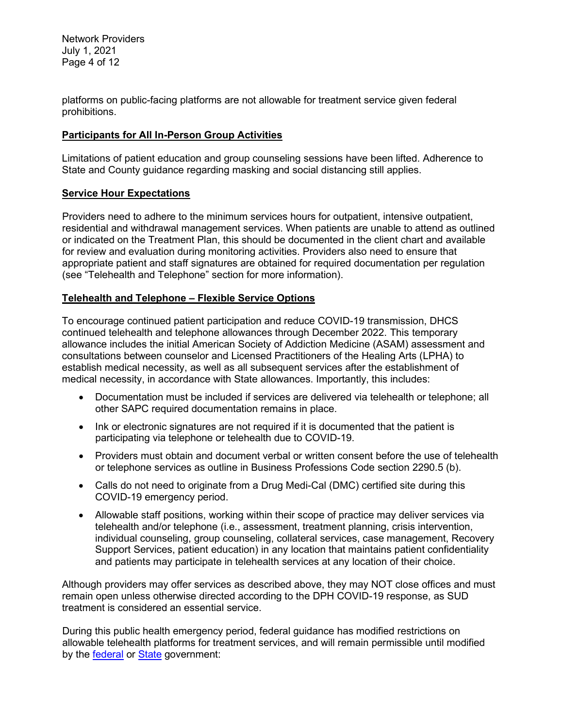platforms on public-facing platforms are not allowable for treatment service given federal prohibitions.

**Participants for All In-Person Group Activities**

Limitations of patient education and group counseling sessions have been lifted. Adherence to State and County guidance regarding masking and social distancing still applies.

**Service Hour Expectations**

Providers need to adhere to the minimum services hours for outpatient, intensive outpatient, residential and withdrawal management services. When patients are unable to attend as outlined or indicated on the Treatment Plan, this should be documented in the client chart and available for review and evaluation during monitoring activities. Providers also need to ensure that appropriate patient and staff signatures are obtained for required documentation per regulation (see "Telehealth and Telephone" section for more information).

**Telehealth and Telephone – Flexible Service Options**

To encourage continued patient participation and reduce COVID-19 transmission, DHCS continued telehealth and telephone allowances through December 2022. This temporary allowance includes the initial American Society of Addiction Medicine (ASAM) assessment and consultations between counselor and Licensed Practitioners of the Healing Arts (LPHA) to establish medical necessity, as well as all subsequent services after the establishment of medical necessity, in accordance with State allowances. Importantly, this includes:

- Documentation must be included if services are delivered via telehealth or telephone; all other SAPC required documentation remains in place.
- Ink or electronic signatures are not required if it is documented that the patient is participating via telephone or telehealth due to COVID-19.
- Providers must obtain and document verbal or written consent before the use of telehealth or telephone services as outline in Business Professions Code section 2290.5 (b).
- Calls do not need to originate from a Drug Medi-Cal (DMC) certified site during this COVID-19 emergency period.
- Allowable staff positions, working within their scope of practice may deliver services via telehealth and/or telephone (i.e., assessment, treatment planning, crisis intervention, individual counseling, group counseling, collateral services, case management, Recovery Support Services, patient education) in any location that maintains patient confidentiality and patients may participate in telehealth services at any location of their choice.

Although providers may offer services as described above, they may NOT close offices and must remain open unless otherwise directed according to the DPH COVID-19 response, as SUD treatment is considered an essential service.

During this public health emergency period, federal guidance has modified restrictions on allowable telehealth platforms for treatment services, and will remain permissible until modified by the federal or State government: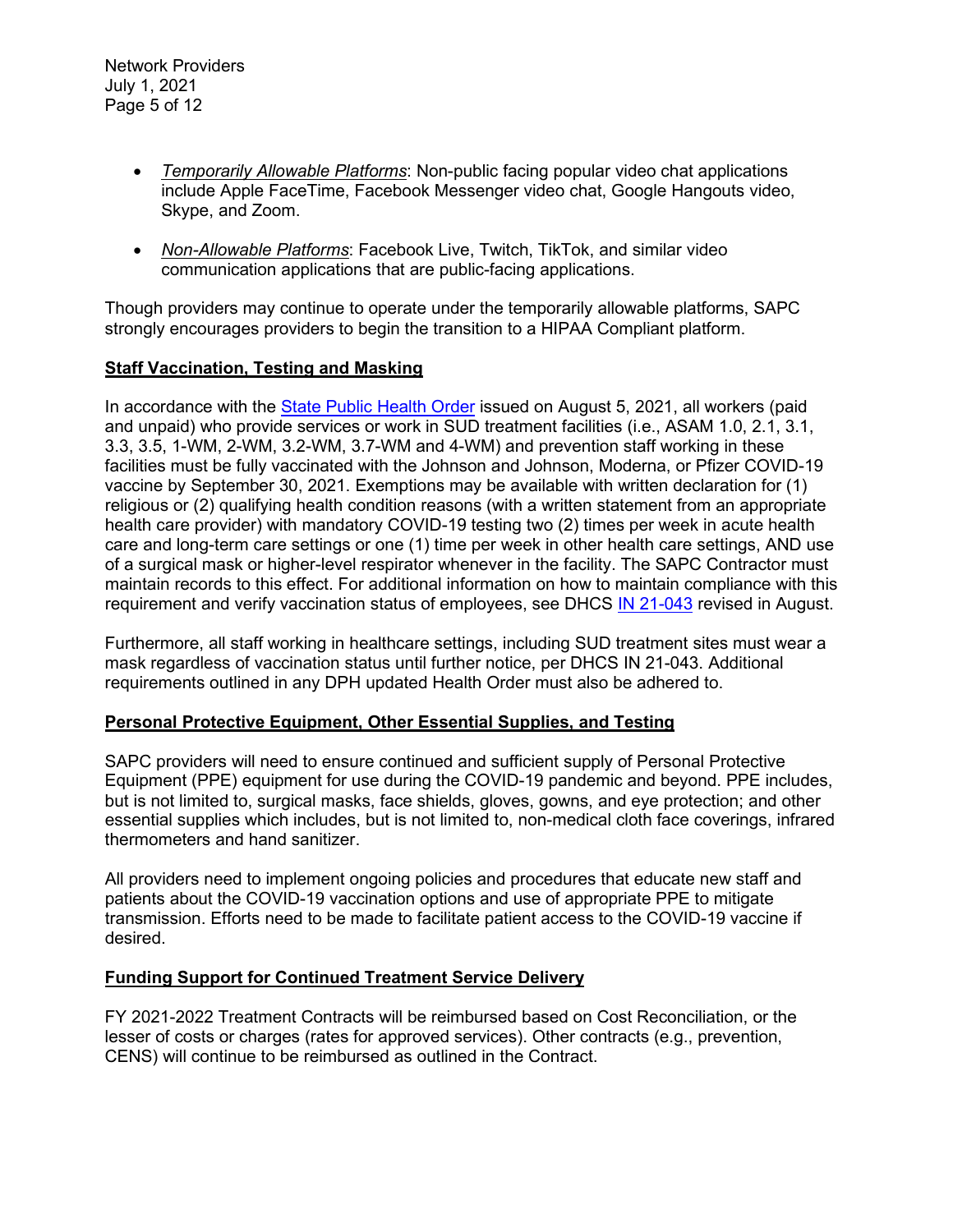- *Temporarily Allowable Platforms*: Non-public facing popular video chat applications include Apple FaceTime, Facebook Messenger video chat, Google Hangouts video, Skype, and Zoom.

- *Non-Allowable Platforms*: Facebook Live, Twitch, TikTok, and similar video communication applications that are public-facing applications.

Though providers may continue to operate under the temporarily allowable platforms, SAPC strongly encourages providers to begin the transition to a HIPAA Compliant platform.

**Staff Vaccination, Testing and Masking**

In accordance with the State Public Health Order issued on August 5, 2021, all workers (paid and unpaid) who provide services or work in SUD treatment facilities (i.e., ASAM 1.0, 2.1, 3.1, 3.3, 3.5, 1-WM, 2-WM, 3.2-WM, 3.7-WM and 4-WM) and prevention staff working in these facilities must be fully vaccinated with the Johnson and Johnson, Moderna, or Pfizer COVID-19 vaccine by September 30, 2021. Exemptions may be available with written declaration for (1) religious or (2) qualifying health condition reasons (with a written statement from an appropriate health care provider) with mandatory COVID-19 testing two (2) times per week in acute health care and long-term care settings or one (1) time per week in other health care settings, AND use of a surgical mask or higher-level respirator whenever in the facility. The SAPC Contractor must maintain records to this effect. For additional information on how to maintain compliance with this requirement and verify vaccination status of employees, see DHCS IN 21-043 revised in August.

Furthermore, all staff working in healthcare settings, including SUD treatment sites must wear a mask regardless of vaccination status until further notice, per DHCS IN 21-043. Additional requirements outlined in any DPH updated Health Order must also be adhered to.

**Personal Protective Equipment, Other Essential Supplies, and Testing**

SAPC providers will need to ensure continued and sufficient supply of Personal Protective Equipment (PPE) equipment for use during the COVID-19 pandemic and beyond. PPE includes, but is not limited to, surgical masks, face shields, gloves, gowns, and eye protection; and other essential supplies which includes, but is not limited to, non-medical cloth face coverings, infrared thermometers and hand sanitizer.

All providers need to implement ongoing policies and procedures that educate new staff and patients about the COVID-19 vaccination options and use of appropriate PPE to mitigate transmission. Efforts need to be made to facilitate patient access to the COVID-19 vaccine if desired.

**Funding Support for Continued Treatment Service Delivery**

FY 2021-2022 Treatment Contracts will be reimbursed based on Cost Reconciliation, or the lesser of costs or charges (rates for approved services). Other contracts (e.g., prevention, CENS) will continue to be reimbursed as outlined in the Contract.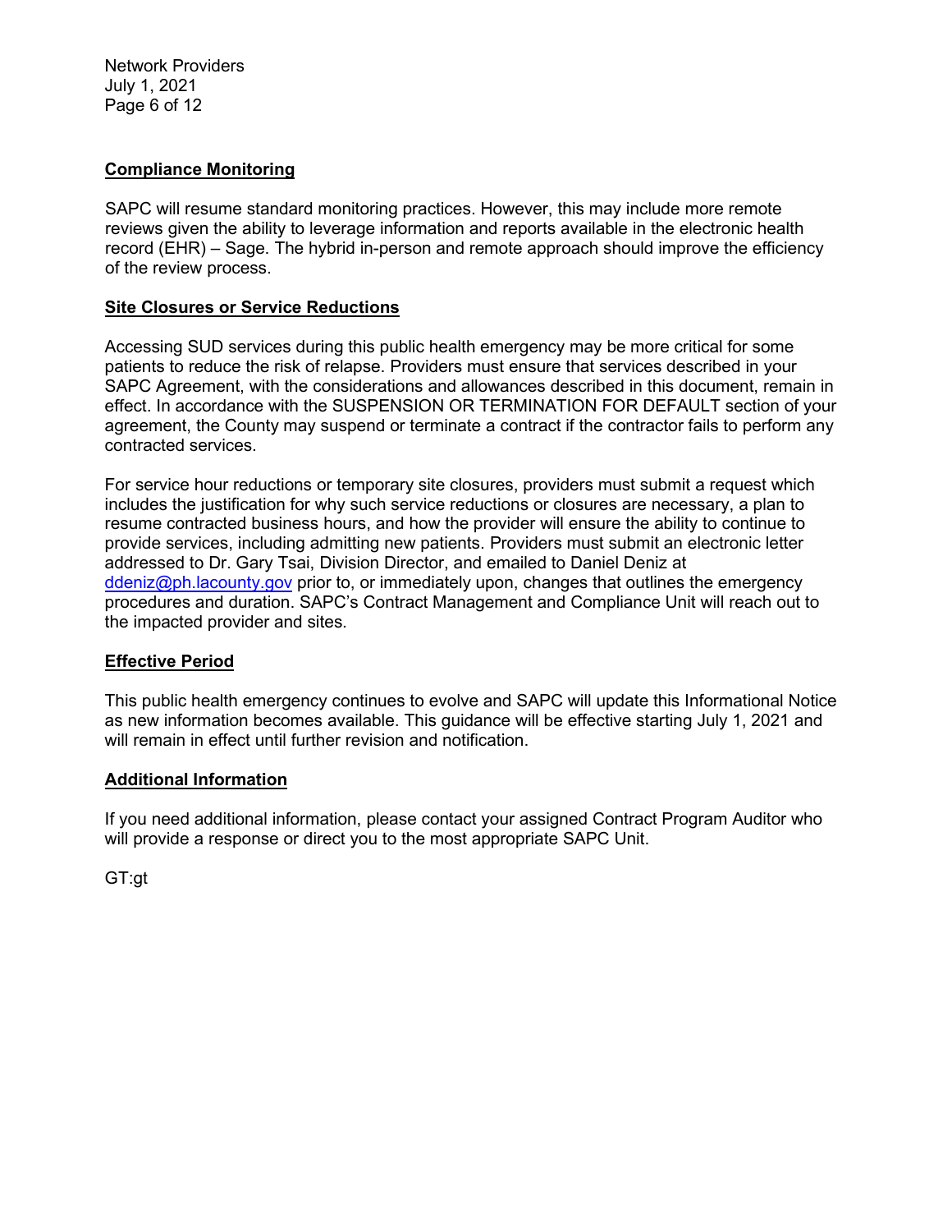## Compliance Monitoring

SAPC will resume standard monitoring practices. However, this may include more remote reviews given the ability to leverage information and reports available in the electronic health record (EHR) – Sage. The hybrid in-person and remote approach should improve the efficiency of the review process.

## Site Closures or Service Reductions

Accessing SUD services during this public health emergency may be more critical for some patients to reduce the risk of relapse. Providers must ensure that services described in your SAPC Agreement, with the considerations and allowances described in this document, remain in effect. In accordance with the SUSPENSION OR TERMINATION FOR DEFAULT section of your agreement, the County may suspend or terminate a contract if the contractor fails to perform any contracted services.

For service hour reductions or temporary site closures, providers must submit a request which includes the justification for why such service reductions or closures are necessary, a plan to resume contracted business hours, and how the provider will ensure the ability to continue to provide services, including admitting new patients. Providers must submit an electronic letter addressed to Dr. Gary Tsai, Division Director, and emailed to Daniel Deniz at ddeniz@ph.lacounty.gov prior to, or immediately upon, changes that outlines the emergency procedures and duration. SAPC's Contract Management and Compliance Unit will reach out to the impacted provider and sites.

## Effective Period

This public health emergency continues to evolve and SAPC will update this Informational Notice as new information becomes available. This guidance will be effective starting July 1, 2021 and will remain in effect until further revision and notification.

## Additional Information

If you need additional information, please contact your assigned Contract Program Auditor who will provide a response or direct you to the most appropriate SAPC Unit.

GT:gt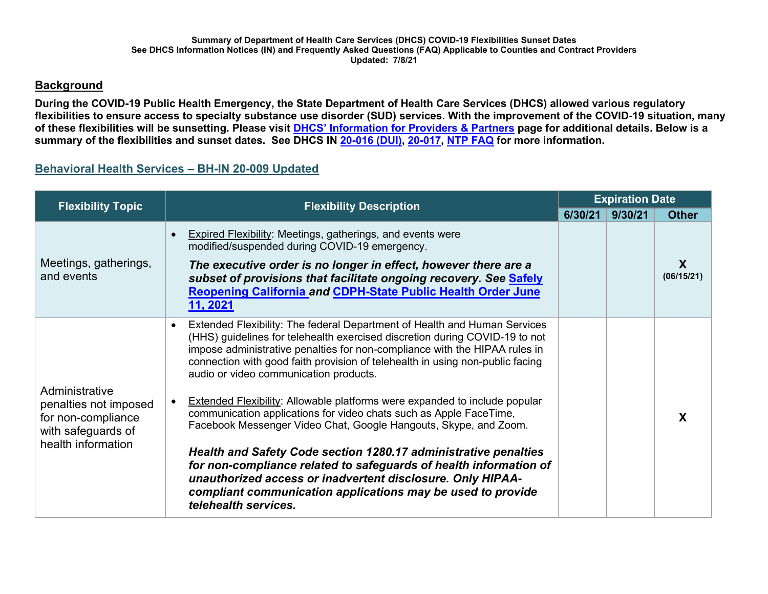**Summary of Department of Health Care Services (DHCS) COVID-19 Flexibilities Sunset Dates**
**See DHCS Information Notices (IN) and Frequently Asked Questions (FAQ) Applicable to Counties and Contract Providers**
**Updated: 7/8/21**

## Background

**During the COVID-19 Public Health Emergency, the State Department of Health Care Services (DHCS) allowed various regulatory flexibilities to ensure access to specialty substance use disorder (SUD) services. With the improvement of the COVID-19 situation, many of these flexibilities will be sunsetting. Please visit DHCS' Information for Providers & Partners page for additional details. Below is a summary of the flexibilities and sunset dates. See DHCS IN 20-016 (DUI), 20-017, NTP FAQ for more information.**

### Behavioral Health Services – BH-IN 20-009 Updated

| Flexibility Topic | Flexibility Description | Expiration Date | | |
|---|---|---|---|---|
| | | 6/30/21 | 9/30/21 | Other |
| Meetings, gatherings, and events | • Expired Flexibility: Meetings, gatherings, and events were modified/suspended during COVID-19 emergency.<br><br>***The executive order is no longer in effect, however there are a subset of provisions that facilitate ongoing recovery. See Safely Reopening California and CDPH-State Public Health Order June 11, 2021*** | | | **X** (06/15/21) |
| Administrative penalties not imposed for non-compliance with safeguards of health information | • Extended Flexibility: The federal Department of Health and Human Services (HHS) guidelines for telehealth exercised discretion during COVID-19 to not impose administrative penalties for non-compliance with the HIPAA rules in connection with good faith provision of telehealth in using non-public facing audio or video communication products.<br><br>• Extended Flexibility: Allowable platforms were expanded to include popular communication applications for video chats such as Apple FaceTime, Facebook Messenger Video Chat, Google Hangouts, Skype, and Zoom.<br><br>***Health and Safety Code section 1280.17 administrative penalties for non-compliance related to safeguards of health information of unauthorized access or inadvertent disclosure. Only HIPAA-compliant communication applications may be used to provide telehealth services.*** | | | **X** |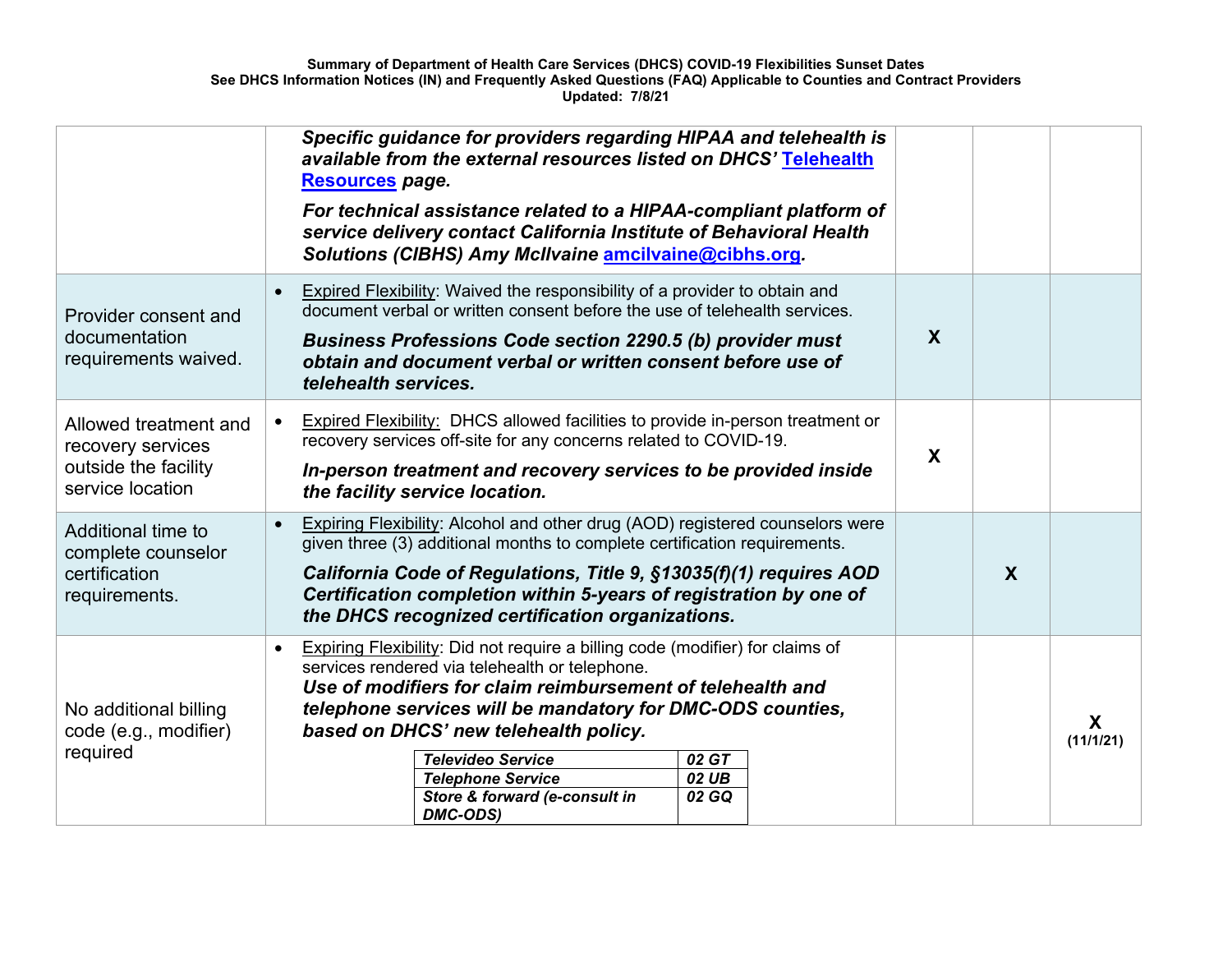**Summary of Department of Health Care Services (DHCS) COVID-19 Flexibilities Sunset Dates**
**See DHCS Information Notices (IN) and Frequently Asked Questions (FAQ) Applicable to Counties and Contract Providers**
**Updated: 7/8/21**

| | | | | |
|---|---|---|---|---|
| | ***Specific guidance for providers regarding HIPAA and telehealth is available from the external resources listed on DHCS' [Telehealth Resources](#) page.*** <br><br> ***For technical assistance related to a HIPAA-compliant platform of service delivery contact California Institute of Behavioral Health Solutions (CIBHS) Amy McIlvaine [amcilvaine@cibhs.org](mailto:amcilvaine@cibhs.org).*** | | | |
| Provider consent and documentation requirements waived. | • Expired Flexibility: Waived the responsibility of a provider to obtain and document verbal or written consent before the use of telehealth services. <br><br> ***Business Professions Code section 2290.5 (b) provider must obtain and document verbal or written consent before use of telehealth services.*** | **X** | | |
| Allowed treatment and recovery services outside the facility service location | • Expired Flexibility: DHCS allowed facilities to provide in-person treatment or recovery services off-site for any concerns related to COVID-19. <br><br> ***In-person treatment and recovery services to be provided inside the facility service location.*** | **X** | | |
| Additional time to complete counselor certification requirements. | • Expiring Flexibility: Alcohol and other drug (AOD) registered counselors were given three (3) additional months to complete certification requirements. <br><br> ***California Code of Regulations, Title 9, §13035(f)(1) requires AOD Certification completion within 5-years of registration by one of the DHCS recognized certification organizations.*** | | **X** | |
| No additional billing code (e.g., modifier) required | • Expiring Flexibility: Did not require a billing code (modifier) for claims of services rendered via telehealth or telephone. <br> ***Use of modifiers for claim reimbursement of telehealth and telephone services will be mandatory for DMC-ODS counties, based on DHCS' new telehealth policy.*** <br><br> ***Televideo Service – 02 GT*** <br> ***Telephone Service – 02 UB*** <br> ***Store & forward (e-consult in DMC-ODS) – 02 GQ*** | | | **X** **(11/1/21)** |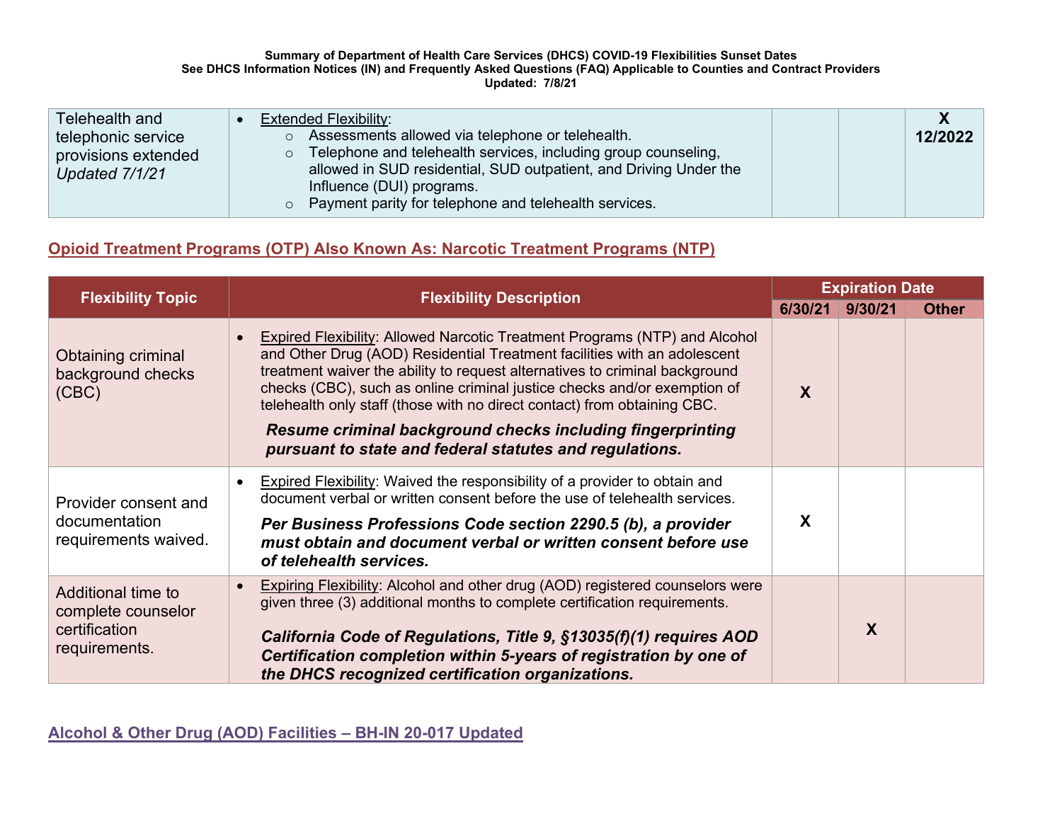| | | | | |
|---|---|---|---|---|
| Telehealth and telephonic service provisions extended *Updated 7/1/21* | • Extended Flexibility:<br>○ Assessments allowed via telephone or telehealth.<br>○ Telephone and telehealth services, including group counseling, allowed in SUD residential, SUD outpatient, and Driving Under the Influence (DUI) programs.<br>○ Payment parity for telephone and telehealth services. | | | **X 12/2022** |

## Opioid Treatment Programs (OTP) Also Known As: Narcotic Treatment Programs (NTP)

| Flexibility Topic | Flexibility Description | Expiration Date | | |
|---|---|---|---|---|
| | | 6/30/21 | 9/30/21 | Other |
| Obtaining criminal background checks (CBC) | • Expired Flexibility: Allowed Narcotic Treatment Programs (NTP) and Alcohol and Other Drug (AOD) Residential Treatment facilities with an adolescent treatment waiver the ability to request alternatives to criminal background checks (CBC), such as online criminal justice checks and/or exemption of telehealth only staff (those with no direct contact) from obtaining CBC.<br>***Resume criminal background checks including fingerprinting pursuant to state and federal statutes and regulations.*** | **X** | | |
| Provider consent and documentation requirements waived. | • Expired Flexibility: Waived the responsibility of a provider to obtain and document verbal or written consent before the use of telehealth services.<br>***Per Business Professions Code section 2290.5 (b), a provider must obtain and document verbal or written consent before use of telehealth services.*** | **X** | | |
| Additional time to complete counselor certification requirements. | • Expiring Flexibility: Alcohol and other drug (AOD) registered counselors were given three (3) additional months to complete certification requirements.<br>***California Code of Regulations, Title 9, §13035(f)(1) requires AOD Certification completion within 5-years of registration by one of the DHCS recognized certification organizations.*** | | **X** | |

## Alcohol & Other Drug (AOD) Facilities – BH-IN 20-017 Updated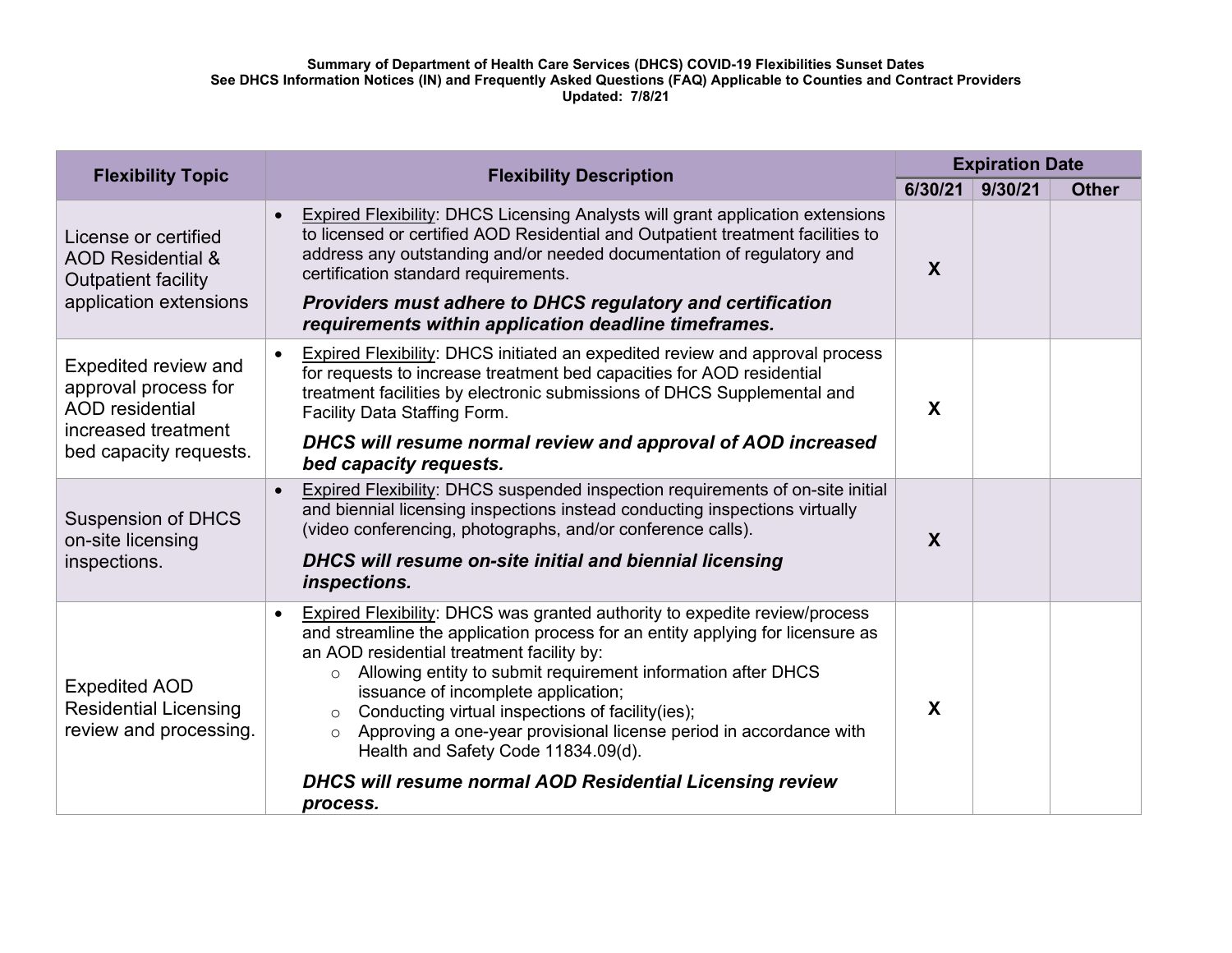**Summary of Department of Health Care Services (DHCS) COVID-19 Flexibilities Sunset Dates**
**See DHCS Information Notices (IN) and Frequently Asked Questions (FAQ) Applicable to Counties and Contract Providers**
**Updated: 7/8/21**

| Flexibility Topic | Flexibility Description | Expiration Date | | |
|---|---|---|---|---|
| | | 6/30/21 | 9/30/21 | Other |
| License or certified AOD Residential & Outpatient facility application extensions | • Expired Flexibility: DHCS Licensing Analysts will grant application extensions to licensed or certified AOD Residential and Outpatient treatment facilities to address any outstanding and/or needed documentation of regulatory and certification standard requirements.<br>***Providers must adhere to DHCS regulatory and certification requirements within application deadline timeframes.*** | X | | |
| Expedited review and approval process for AOD residential increased treatment bed capacity requests. | • Expired Flexibility: DHCS initiated an expedited review and approval process for requests to increase treatment bed capacities for AOD residential treatment facilities by electronic submissions of DHCS Supplemental and Facility Data Staffing Form.<br>***DHCS will resume normal review and approval of AOD increased bed capacity requests.*** | X | | |
| Suspension of DHCS on-site licensing inspections. | • Expired Flexibility: DHCS suspended inspection requirements of on-site initial and biennial licensing inspections instead conducting inspections virtually (video conferencing, photographs, and/or conference calls).<br>***DHCS will resume on-site initial and biennial licensing inspections.*** | X | | |
| Expedited AOD Residential Licensing review and processing. | • Expired Flexibility: DHCS was granted authority to expedite review/process and streamline the application process for an entity applying for licensure as an AOD residential treatment facility by:<br>○ Allowing entity to submit requirement information after DHCS issuance of incomplete application;<br>○ Conducting virtual inspections of facility(ies);<br>○ Approving a one-year provisional license period in accordance with Health and Safety Code 11834.09(d).<br>***DHCS will resume normal AOD Residential Licensing review process.*** | X | | |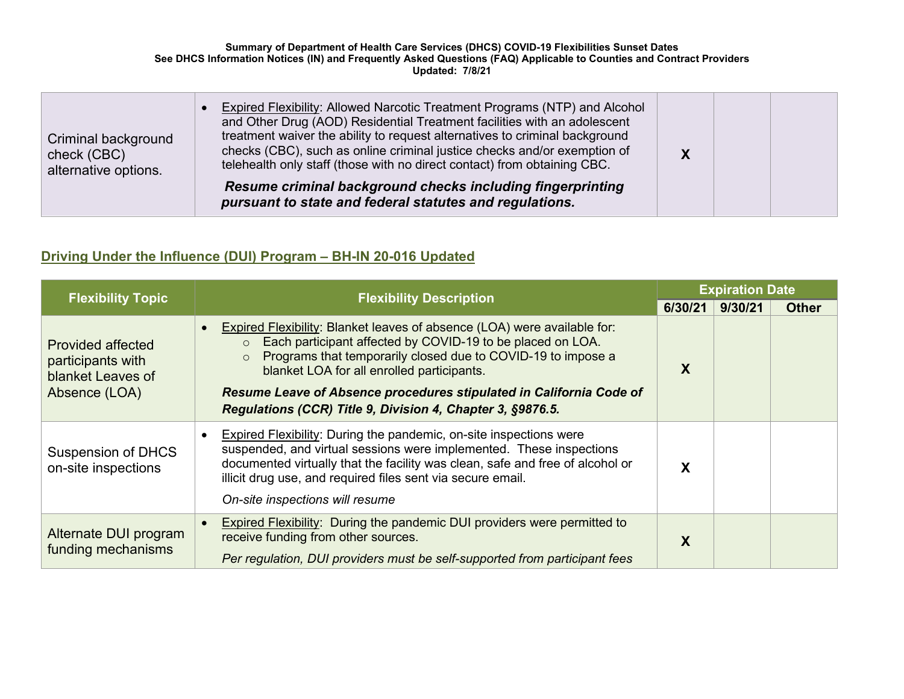| | | | | |
|---|---|---|---|---|
| Criminal background check (CBC) alternative options. | • <u>Expired Flexibility</u>: Allowed Narcotic Treatment Programs (NTP) and Alcohol and Other Drug (AOD) Residential Treatment facilities with an adolescent treatment waiver the ability to request alternatives to criminal background checks (CBC), such as online criminal justice checks and/or exemption of telehealth only staff (those with no direct contact) from obtaining CBC.<br><br>***Resume criminal background checks including fingerprinting pursuant to state and federal statutes and regulations.*** | **X** | | |

## Driving Under the Influence (DUI) Program – BH-IN 20-016 Updated

| Flexibility Topic | Flexibility Description | Expiration Date | | |
|---|---|---|---|---|
| | | 6/30/21 | 9/30/21 | Other |
| Provided affected participants with blanket Leaves of Absence (LOA) | • <u>Expired Flexibility</u>: Blanket leaves of absence (LOA) were available for:<br>○ Each participant affected by COVID-19 to be placed on LOA.<br>○ Programs that temporarily closed due to COVID-19 to impose a blanket LOA for all enrolled participants.<br><br>***Resume Leave of Absence procedures stipulated in California Code of Regulations (CCR) Title 9, Division 4, Chapter 3, §9876.5.*** | **X** | | |
| Suspension of DHCS on-site inspections | • <u>Expired Flexibility</u>: During the pandemic, on-site inspections were suspended, and virtual sessions were implemented. These inspections documented virtually that the facility was clean, safe and free of alcohol or illicit drug use, and required files sent via secure email.<br><br>*On-site inspections will resume* | **X** | | |
| Alternate DUI program funding mechanisms | • <u>Expired Flexibility</u>: During the pandemic DUI providers were permitted to receive funding from other sources.<br><br>*Per regulation, DUI providers must be self-supported from participant fees* | **X** | | |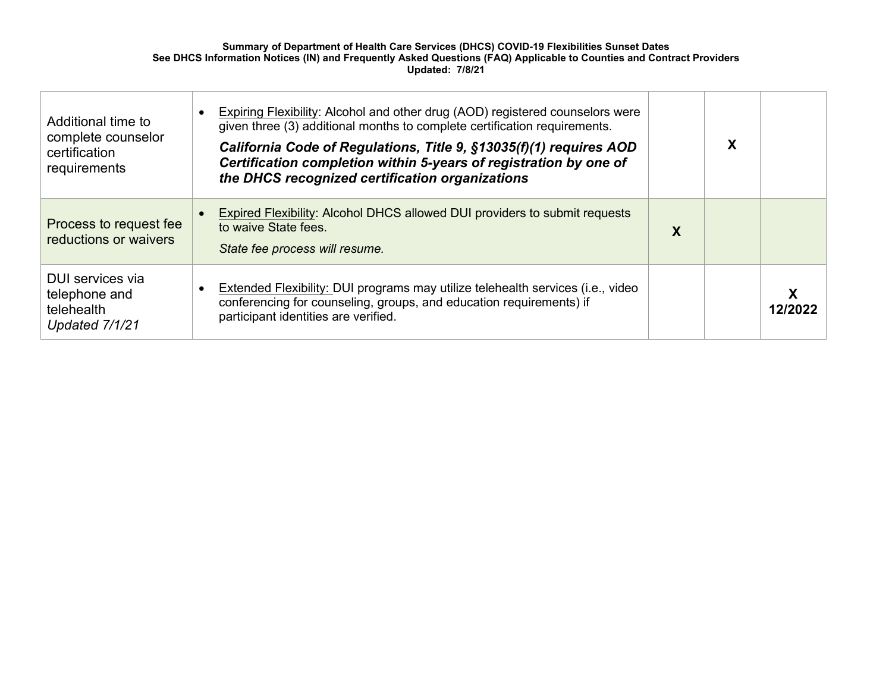| | | | | |
|---|---|---|---|---|
| Additional time to complete counselor certification requirements | • Expiring Flexibility: Alcohol and other drug (AOD) registered counselors were given three (3) additional months to complete certification requirements. ***California Code of Regulations, Title 9, §13035(f)(1) requires AOD Certification completion within 5-years of registration by one of the DHCS recognized certification organizations*** | | **X** | |
| Process to request fee reductions or waivers | • Expired Flexibility: Alcohol DHCS allowed DUI providers to submit requests to waive State fees. *State fee process will resume.* | **X** | | |
| DUI services via telephone and telehealth *Updated 7/1/21* | • Extended Flexibility: DUI programs may utilize telehealth services (i.e., video conferencing for counseling, groups, and education requirements) if participant identities are verified. | | | **X 12/2022** |